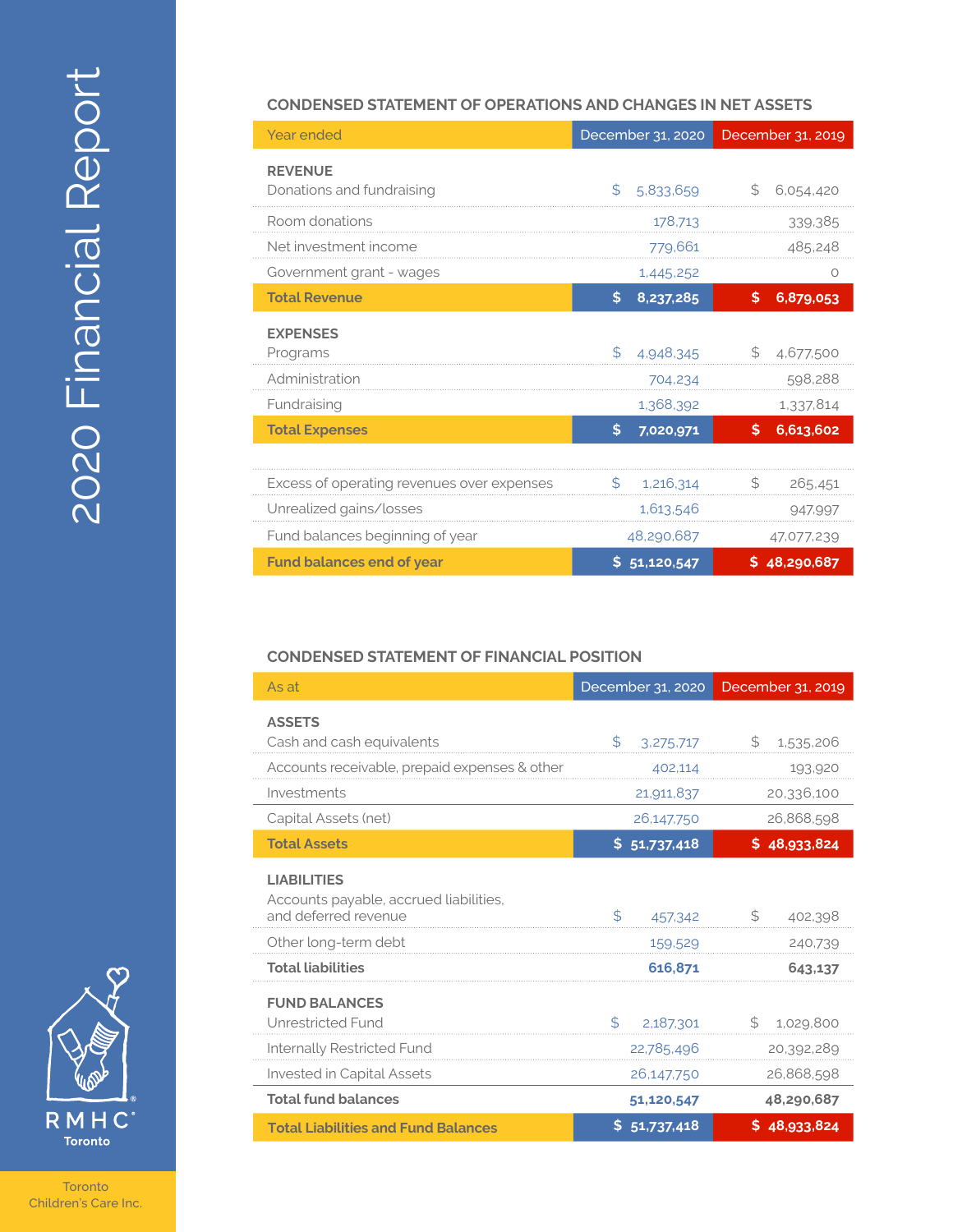# 2020 Financial Report

## CONDENSED STATEMENT OF OPERATIONS AND CHANGES IN NET ASSETS

| Year ended | December 31, 2020 | December 31, 2019 |
|---|---|---|
| **REVENUE** | | |
| Donations and fundraising | $ 5,833,659 | $ 6,054,420 |
| Room donations | 178,713 | 339,385 |
| Net investment income | 779,661 | 485,248 |
| Government grant - wages | 1,445,252 | 0 |
| **Total Revenue** | **$ 8,237,285** | **$ 6,879,053** |
| **EXPENSES** | | |
| Programs | $ 4,948,345 | $ 4,677,500 |
| Administration | 704,234 | 598,288 |
| Fundraising | 1,368,392 | 1,337,814 |
| **Total Expenses** | **$ 7,020,971** | **$ 6,613,602** |
| Excess of operating revenues over expenses | $ 1,216,314 | $ 265,451 |
| Unrealized gains/losses | 1,613,546 | 947,997 |
| Fund balances beginning of year | 48,290,687 | 47,077,239 |
| **Fund balances end of year** | **$ 51,120,547** | **$ 48,290,687** |

## CONDENSED STATEMENT OF FINANCIAL POSITION

| As at | December 31, 2020 | December 31, 2019 |
|---|---|---|
| **ASSETS** | | |
| Cash and cash equivalents | $ 3,275,717 | $ 1,535,206 |
| Accounts receivable, prepaid expenses & other | 402,114 | 193,920 |
| Investments | 21,911,837 | 20,336,100 |
| Capital Assets (net) | 26,147,750 | 26,868,598 |
| **Total Assets** | **$ 51,737,418** | **$ 48,933,824** |
| **LIABILITIES** | | |
| Accounts payable, accrued liabilities, and deferred revenue | $ 457,342 | $ 402,398 |
| Other long-term debt | 159,529 | 240,739 |
| **Total liabilities** | **616,871** | **643,137** |
| **FUND BALANCES** | | |
| Unrestricted Fund | $ 2,187,301 | $ 1,029,800 |
| Internally Restricted Fund | 22,785,496 | 20,392,289 |
| Invested in Capital Assets | 26,147,750 | 26,868,598 |
| **Total fund balances** | **51,120,547** | **48,290,687** |
| **Total Liabilities and Fund Balances** | **$ 51,737,418** | **$ 48,933,824** |

RMHC® Toronto

Toronto Children's Care Inc.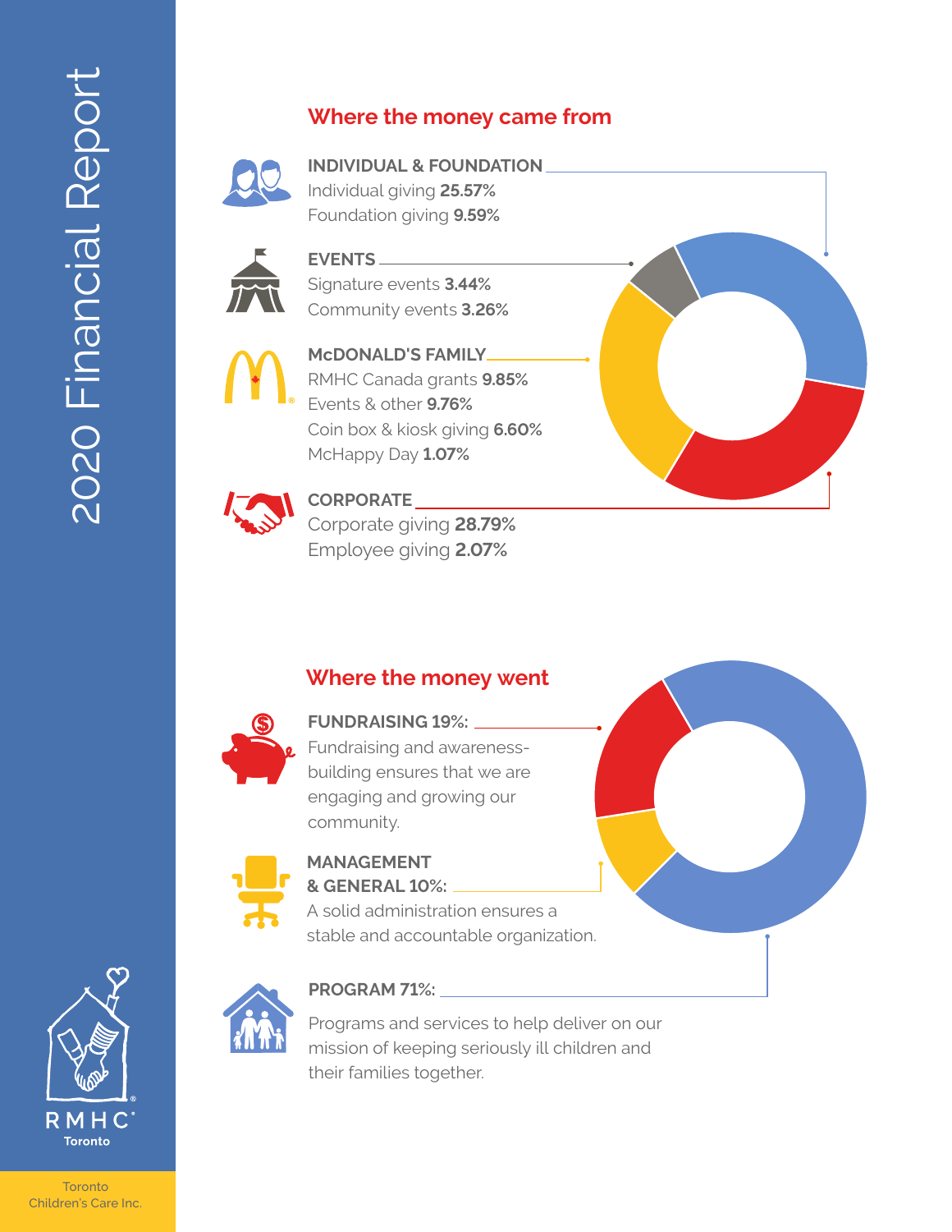2020 Financial Report

## Where the money came from

**INDIVIDUAL & FOUNDATION**

Individual giving **25.57%**

Foundation giving **9.59%**

**EVENTS**

Signature events **3.44%**

Community events **3.26%**

**McDONALD'S FAMILY**

RMHC Canada grants **9.85%**

Events & other **9.76%**

Coin box & kiosk giving **6.60%**

McHappy Day **1.07%**

**CORPORATE**

Corporate giving **28.79%**

Employee giving **2.07%**

## Where the money went

**FUNDRAISING 19%:**

Fundraising and awareness-building ensures that we are engaging and growing our community.

**MANAGEMENT & GENERAL 10%:**

A solid administration ensures a stable and accountable organization.

**PROGRAM 71%:**

Programs and services to help deliver on our mission of keeping seriously ill children and their families together.

RMHC Toronto

Toronto Children's Care Inc.